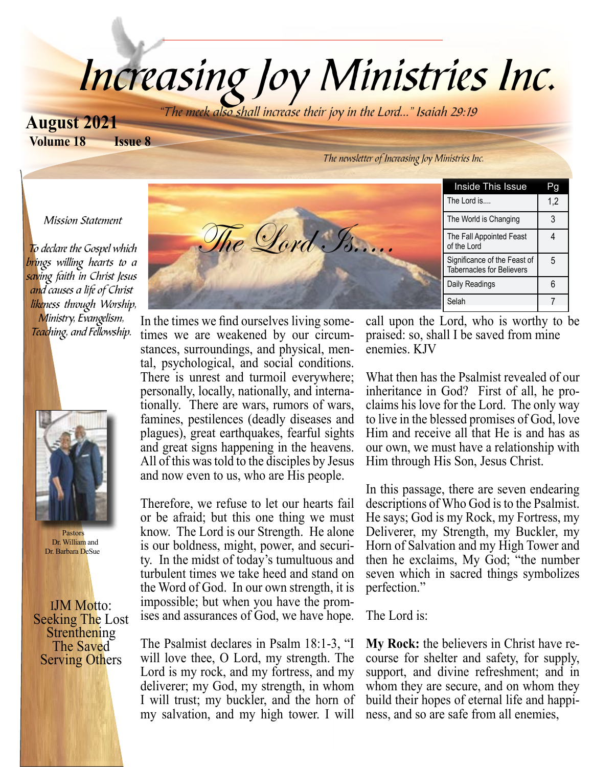# Increasing Joy Ministries Inc.

*"The meek also shall increase their joy in the Lord..." Isaiah 29:19*

**August 2021**
**Volume 18 Issue 8**

*The newsletter of Increasing Joy Ministries Inc.*

*Mission Statement*

*To declare the Gospel which brings willing hearts to a saving faith in Christ Jesus and causes a life of Christ likeness through Worship, Ministry, Evangelism, Teaching, and Fellowship.*

Pastors
Dr. William and
Dr. Barbara DeSue

IJM Motto:
Seeking The Lost
Strenthening
The Saved
Serving Others

| Inside This Issue | Pg |
|---|---|
| The Lord is.... | 1,2 |
| The World is Changing | 3 |
| The Fall Appointed Feast of the Lord | 4 |
| Significance of the Feast of Tabernacles for Believers | 5 |
| Daily Readings | 6 |
| Selah | 7 |

## The Lord Is.....

In the times we find ourselves living sometimes we are weakened by our circumstances, surroundings, and physical, mental, psychological, and social conditions. There is unrest and turmoil everywhere; personally, locally, nationally, and internationally. There are wars, rumors of wars, famines, pestilences (deadly diseases and plagues), great earthquakes, fearful sights and great signs happening in the heavens. All of this was told to the disciples by Jesus and now even to us, who are His people.

Therefore, we refuse to let our hearts fail or be afraid; but this one thing we must know. The Lord is our Strength. He alone is our boldness, might, power, and security. In the midst of today's tumultuous and turbulent times we take heed and stand on the Word of God. In our own strength, it is impossible; but when you have the promises and assurances of God, we have hope.

The Psalmist declares in Psalm 18:1-3, "I will love thee, O Lord, my strength. The Lord is my rock, and my fortress, and my deliverer; my God, my strength, in whom I will trust; my buckler, and the horn of my salvation, and my high tower. I will call upon the Lord, who is worthy to be praised: so, shall I be saved from mine enemies. KJV

What then has the Psalmist revealed of our inheritance in God? First of all, he proclaims his love for the Lord. The only way to live in the blessed promises of God, love Him and receive all that He is and has as our own, we must have a relationship with Him through His Son, Jesus Christ.

In this passage, there are seven endearing descriptions of Who God is to the Psalmist. He says; God is my Rock, my Fortress, my Deliverer, my Strength, my Buckler, my Horn of Salvation and my High Tower and then he exclaims, My God; "the number seven which in sacred things symbolizes perfection."

The Lord is:

**My Rock:** the believers in Christ have recourse for shelter and safety, for supply, support, and divine refreshment; and in whom they are secure, and on whom they build their hopes of eternal life and happiness, and so are safe from all enemies,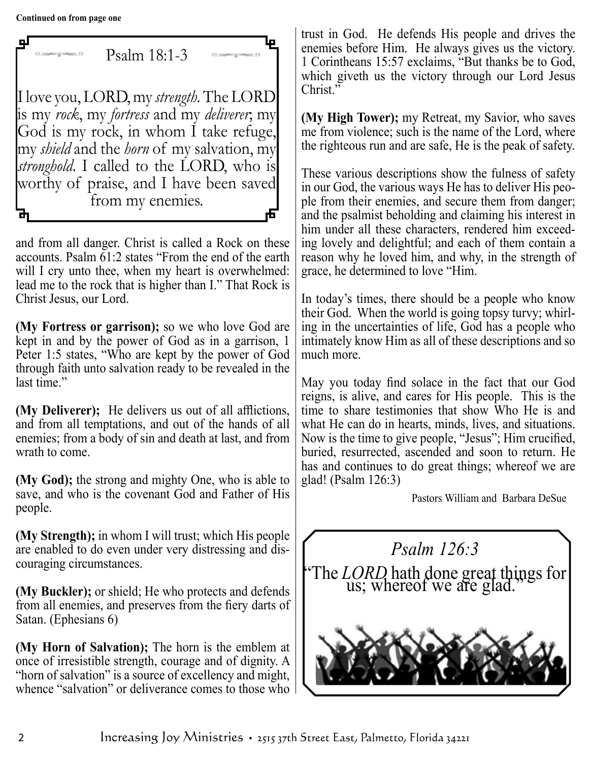Continued on from page one

## Psalm 18:1-3

I love you, LORD, my *strength*. The LORD is my *rock*, my *fortress* and my *deliverer*; my God is my rock, in whom I take refuge, my *shield* and the *horn* of my salvation, my *stronghold*. I called to the LORD, who is worthy of praise, and I have been saved from my enemies.

and from all danger. Christ is called a Rock on these accounts. Psalm 61:2 states "From the end of the earth will I cry unto thee, when my heart is overwhelmed: lead me to the rock that is higher than I." That Rock is Christ Jesus, our Lord.

**(My Fortress or garrison);** so we who love God are kept in and by the power of God as in a garrison, 1 Peter 1:5 states, "Who are kept by the power of God through faith unto salvation ready to be revealed in the last time."

**(My Deliverer);** He delivers us out of all afflictions, and from all temptations, and out of the hands of all enemies; from a body of sin and death at last, and from wrath to come.

**(My God);** the strong and mighty One, who is able to save, and who is the covenant God and Father of His people.

**(My Strength);** in whom I will trust; which His people are enabled to do even under very distressing and discouraging circumstances.

**(My Buckler);** or shield; He who protects and defends from all enemies, and preserves from the fiery darts of Satan. (Ephesians 6)

**(My Horn of Salvation);** The horn is the emblem at once of irresistible strength, courage and of dignity. A "horn of salvation" is a source of excellency and might, whence "salvation" or deliverance comes to those who trust in God. He defends His people and drives the enemies before Him. He always gives us the victory. 1 Corintheans 15:57 exclaims, "But thanks be to God, which giveth us the victory through our Lord Jesus Christ."

**(My High Tower);** my Retreat, my Savior, who saves me from violence; such is the name of the Lord, where the righteous run and are safe, He is the peak of safety.

These various descriptions show the fulness of safety in our God, the various ways He has to deliver His people from their enemies, and secure them from danger; and the psalmist beholding and claiming his interest in him under all these characters, rendered him exceeding lovely and delightful; and each of them contain a reason why he loved him, and why, in the strength of grace, he determined to love "Him.

In today's times, there should be a people who know their God. When the world is going topsy turvy; whirling in the uncertainties of life, God has a people who intimately know Him as all of these descriptions and so much more.

May you today find solace in the fact that our God reigns, is alive, and cares for His people. This is the time to share testimonies that show Who He is and what He can do in hearts, minds, lives, and situations. Now is the time to give people, "Jesus"; Him crucified, buried, resurrected, ascended and soon to return. He has and continues to do great things; whereof we are glad! (Psalm 126:3)

Pastors William and Barbara DeSue

## *Psalm 126:3*

"The *LORD* hath done great things for us; whereof we are glad."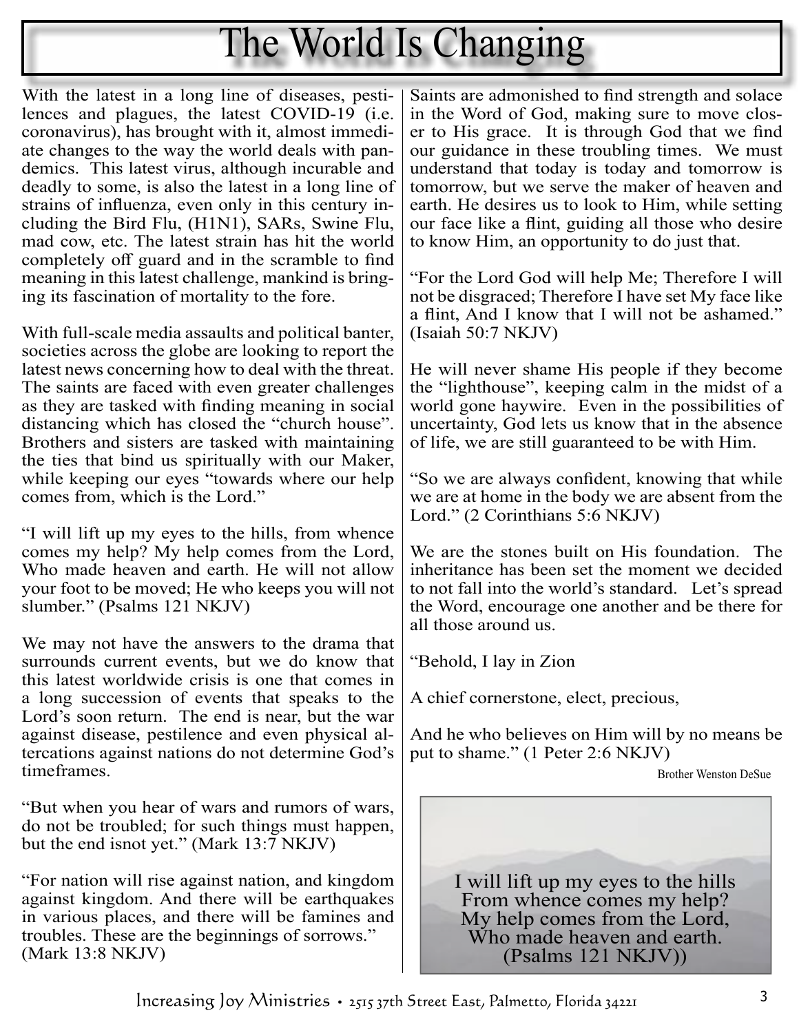# The World Is Changing

With the latest in a long line of diseases, pestilences and plagues, the latest COVID-19 (i.e. coronavirus), has brought with it, almost immediate changes to the way the world deals with pandemics. This latest virus, although incurable and deadly to some, is also the latest in a long line of strains of influenza, even only in this century including the Bird Flu, (H1N1), SARs, Swine Flu, mad cow, etc. The latest strain has hit the world completely off guard and in the scramble to find meaning in this latest challenge, mankind is bringing its fascination of mortality to the fore.

With full-scale media assaults and political banter, societies across the globe are looking to report the latest news concerning how to deal with the threat. The saints are faced with even greater challenges as they are tasked with finding meaning in social distancing which has closed the "church house". Brothers and sisters are tasked with maintaining the ties that bind us spiritually with our Maker, while keeping our eyes "towards where our help comes from, which is the Lord."

"I will lift up my eyes to the hills, from whence comes my help? My help comes from the Lord, Who made heaven and earth. He will not allow your foot to be moved; He who keeps you will not slumber." (Psalms 121 NKJV)

We may not have the answers to the drama that surrounds current events, but we do know that this latest worldwide crisis is one that comes in a long succession of events that speaks to the Lord's soon return. The end is near, but the war against disease, pestilence and even physical altercations against nations do not determine God's timeframes.

"But when you hear of wars and rumors of wars, do not be troubled; for such things must happen, but the end isnot yet." (Mark 13:7 NKJV)

"For nation will rise against nation, and kingdom against kingdom. And there will be earthquakes in various places, and there will be famines and troubles. These are the beginnings of sorrows." (Mark 13:8 NKJV)

Saints are admonished to find strength and solace in the Word of God, making sure to move closer to His grace. It is through God that we find our guidance in these troubling times. We must understand that today is today and tomorrow is tomorrow, but we serve the maker of heaven and earth. He desires us to look to Him, while setting our face like a flint, guiding all those who desire to know Him, an opportunity to do just that.

"For the Lord God will help Me; Therefore I will not be disgraced; Therefore I have set My face like a flint, And I know that I will not be ashamed." (Isaiah 50:7 NKJV)

He will never shame His people if they become the "lighthouse", keeping calm in the midst of a world gone haywire. Even in the possibilities of uncertainty, God lets us know that in the absence of life, we are still guaranteed to be with Him.

"So we are always confident, knowing that while we are at home in the body we are absent from the Lord." (2 Corinthians 5:6 NKJV)

We are the stones built on His foundation. The inheritance has been set the moment we decided to not fall into the world's standard. Let's spread the Word, encourage one another and be there for all those around us.

"Behold, I lay in Zion

A chief cornerstone, elect, precious,

And he who believes on Him will by no means be put to shame." (1 Peter 2:6 NKJV)

Brother Wenston DeSue

I will lift up my eyes to the hills
From whence comes my help?
My help comes from the Lord,
Who made heaven and earth.
(Psalms 121 NKJV))

Increasing Joy Ministries • 2515 37th Street East, Palmetto, Florida 34221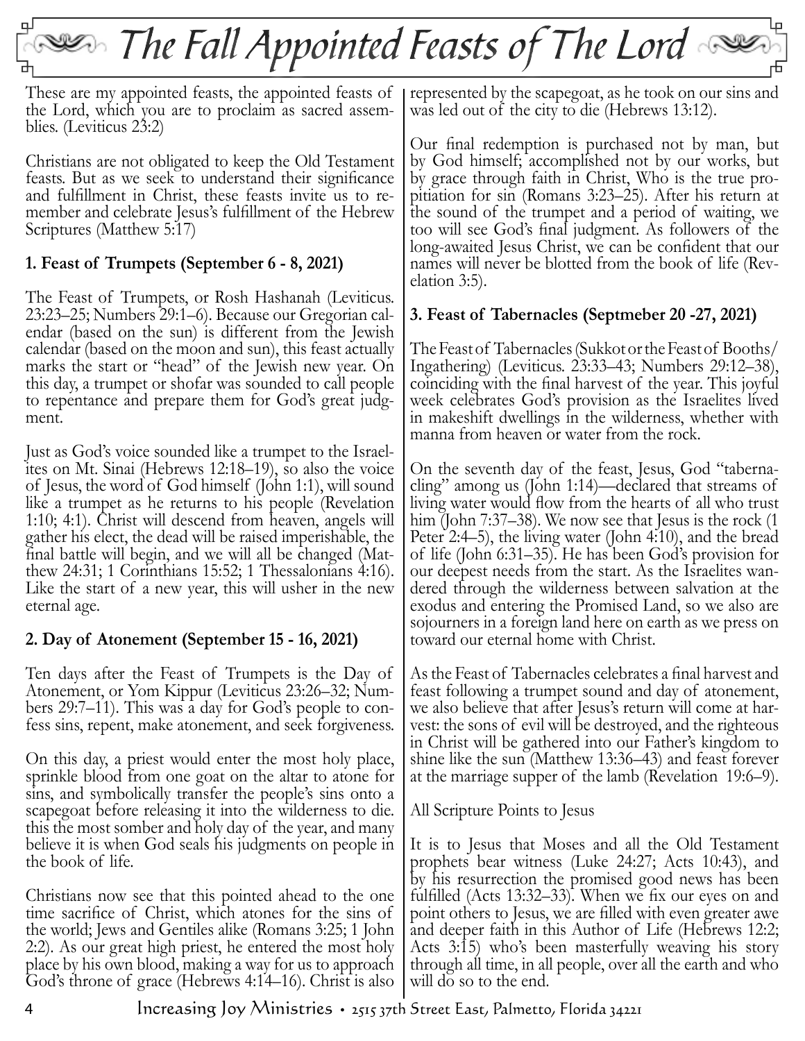# The Fall Appointed Feasts of The Lord

These are my appointed feasts, the appointed feasts of the Lord, which you are to proclaim as sacred assemblies. (Leviticus 23:2)

Christians are not obligated to keep the Old Testament feasts. But as we seek to understand their significance and fulfillment in Christ, these feasts invite us to remember and celebrate Jesus's fulfillment of the Hebrew Scriptures (Matthew 5:17)

### 1. Feast of Trumpets (September 6 - 8, 2021)

The Feast of Trumpets, or Rosh Hashanah (Leviticus. 23:23–25; Numbers 29:1–6). Because our Gregorian calendar (based on the sun) is different from the Jewish calendar (based on the moon and sun), this feast actually marks the start or "head" of the Jewish new year. On this day, a trumpet or shofar was sounded to call people to repentance and prepare them for God's great judgment.

Just as God's voice sounded like a trumpet to the Israelites on Mt. Sinai (Hebrews 12:18–19), so also the voice of Jesus, the word of God himself (John 1:1), will sound like a trumpet as he returns to his people (Revelation 1:10; 4:1). Christ will descend from heaven, angels will gather his elect, the dead will be raised imperishable, the final battle will begin, and we will all be changed (Matthew 24:31; 1 Corinthians 15:52; 1 Thessalonians 4:16). Like the start of a new year, this will usher in the new eternal age.

### 2. Day of Atonement (September 15 - 16, 2021)

Ten days after the Feast of Trumpets is the Day of Atonement, or Yom Kippur (Leviticus 23:26–32; Numbers 29:7–11). This was a day for God's people to confess sins, repent, make atonement, and seek forgiveness.

On this day, a priest would enter the most holy place, sprinkle blood from one goat on the altar to atone for sins, and symbolically transfer the people's sins onto a scapegoat before releasing it into the wilderness to die. this the most somber and holy day of the year, and many believe it is when God seals his judgments on people in the book of life.

Christians now see that this pointed ahead to the one time sacrifice of Christ, which atones for the sins of the world; Jews and Gentiles alike (Romans 3:25; 1 John 2:2). As our great high priest, he entered the most holy place by his own blood, making a way for us to approach God's throne of grace (Hebrews 4:14–16). Christ is also represented by the scapegoat, as he took on our sins and was led out of the city to die (Hebrews 13:12).

Our final redemption is purchased not by man, but by God himself; accomplished not by our works, but by grace through faith in Christ, Who is the true propitiation for sin (Romans 3:23–25). After his return at the sound of the trumpet and a period of waiting, we too will see God's final judgment. As followers of the long-awaited Jesus Christ, we can be confident that our names will never be blotted from the book of life (Revelation 3:5).

### 3. Feast of Tabernacles (Septmeber 20 -27, 2021)

The Feast of Tabernacles (Sukkot or the Feast of Booths/ Ingathering) (Leviticus. 23:33–43; Numbers 29:12–38), coinciding with the final harvest of the year. This joyful week celebrates God's provision as the Israelites lived in makeshift dwellings in the wilderness, whether with manna from heaven or water from the rock.

On the seventh day of the feast, Jesus, God "tabernacling" among us (John 1:14)—declared that streams of living water would flow from the hearts of all who trust him (John 7:37–38). We now see that Jesus is the rock (1 Peter 2:4–5), the living water (John 4:10), and the bread of life (John 6:31–35). He has been God's provision for our deepest needs from the start. As the Israelites wandered through the wilderness between salvation at the exodus and entering the Promised Land, so we also are sojourners in a foreign land here on earth as we press on toward our eternal home with Christ.

As the Feast of Tabernacles celebrates a final harvest and feast following a trumpet sound and day of atonement, we also believe that after Jesus's return will come at harvest: the sons of evil will be destroyed, and the righteous in Christ will be gathered into our Father's kingdom to shine like the sun (Matthew 13:36–43) and feast forever at the marriage supper of the lamb (Revelation 19:6–9).

All Scripture Points to Jesus

It is to Jesus that Moses and all the Old Testament prophets bear witness (Luke 24:27; Acts 10:43), and by his resurrection the promised good news has been fulfilled (Acts 13:32–33). When we fix our eyes on and point others to Jesus, we are filled with even greater awe and deeper faith in this Author of Life (Hebrews 12:2; Acts 3:15) who's been masterfully weaving his story through all time, in all people, over all the earth and who will do so to the end.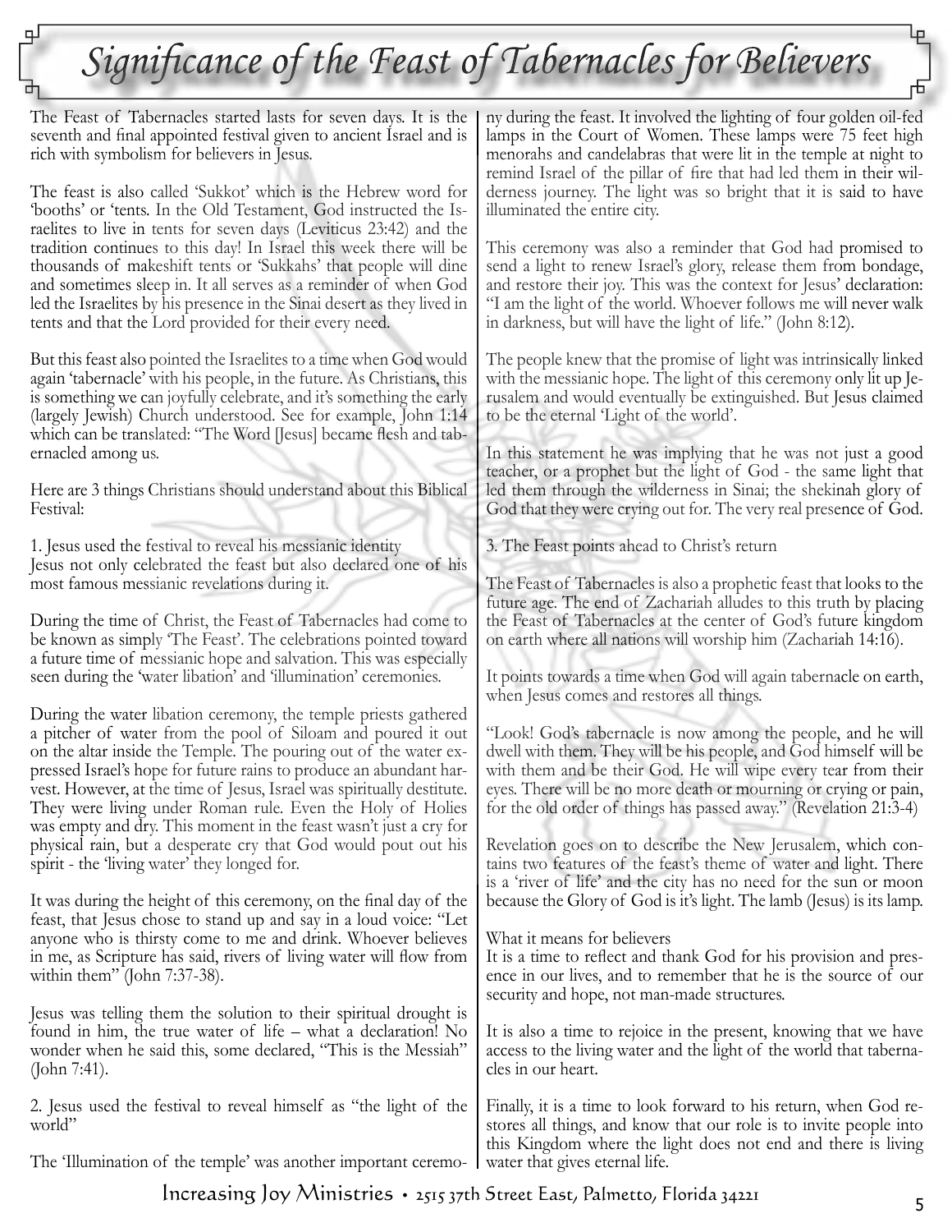# Significance of the Feast of Tabernacles for Believers

The Feast of Tabernacles started lasts for seven days. It is the seventh and final appointed festival given to ancient Israel and is rich with symbolism for believers in Jesus.

The feast is also called 'Sukkot' which is the Hebrew word for 'booths' or 'tents. In the Old Testament, God instructed the Israelites to live in tents for seven days (Leviticus 23:42) and the tradition continues to this day! In Israel this week there will be thousands of makeshift tents or 'Sukkahs' that people will dine and sometimes sleep in. It all serves as a reminder of when God led the Israelites by his presence in the Sinai desert as they lived in tents and that the Lord provided for their every need.

But this feast also pointed the Israelites to a time when God would again 'tabernacle' with his people, in the future. As Christians, this is something we can joyfully celebrate, and it's something the early (largely Jewish) Church understood. See for example, John 1:14 which can be translated: "The Word [Jesus] became flesh and tabernacled among us.

Here are 3 things Christians should understand about this Biblical Festival:

1. Jesus used the festival to reveal his messianic identity

Jesus not only celebrated the feast but also declared one of his most famous messianic revelations during it.

During the time of Christ, the Feast of Tabernacles had come to be known as simply 'The Feast'. The celebrations pointed toward a future time of messianic hope and salvation. This was especially seen during the 'water libation' and 'illumination' ceremonies.

During the water libation ceremony, the temple priests gathered a pitcher of water from the pool of Siloam and poured it out on the altar inside the Temple. The pouring out of the water expressed Israel's hope for future rains to produce an abundant harvest. However, at the time of Jesus, Israel was spiritually destitute. They were living under Roman rule. Even the Holy of Holies was empty and dry. This moment in the feast wasn't just a cry for physical rain, but a desperate cry that God would pout out his spirit - the 'living water' they longed for.

It was during the height of this ceremony, on the final day of the feast, that Jesus chose to stand up and say in a loud voice: "Let anyone who is thirsty come to me and drink. Whoever believes in me, as Scripture has said, rivers of living water will flow from within them" (John 7:37-38).

Jesus was telling them the solution to their spiritual drought is found in him, the true water of life – what a declaration! No wonder when he said this, some declared, "This is the Messiah" (John 7:41).

2. Jesus used the festival to reveal himself as "the light of the world"

The 'Illumination of the temple' was another important ceremony during the feast. It involved the lighting of four golden oil-fed lamps in the Court of Women. These lamps were 75 feet high menorahs and candelabras that were lit in the temple at night to remind Israel of the pillar of fire that had led them in their wilderness journey. The light was so bright that it is said to have illuminated the entire city.

This ceremony was also a reminder that God had promised to send a light to renew Israel's glory, release them from bondage, and restore their joy. This was the context for Jesus' declaration: "I am the light of the world. Whoever follows me will never walk in darkness, but will have the light of life." (John 8:12).

The people knew that the promise of light was intrinsically linked with the messianic hope. The light of this ceremony only lit up Jerusalem and would eventually be extinguished. But Jesus claimed to be the eternal 'Light of the world'.

In this statement he was implying that he was not just a good teacher, or a prophet but the light of God - the same light that led them through the wilderness in Sinai; the shekinah glory of God that they were crying out for. The very real presence of God.

3. The Feast points ahead to Christ's return

The Feast of Tabernacles is also a prophetic feast that looks to the future age. The end of Zachariah alludes to this truth by placing the Feast of Tabernacles at the center of God's future kingdom on earth where all nations will worship him (Zachariah 14:16).

It points towards a time when God will again tabernacle on earth, when Jesus comes and restores all things.

"Look! God's tabernacle is now among the people, and he will dwell with them. They will be his people, and God himself will be with them and be their God. He will wipe every tear from their eyes. There will be no more death or mourning or crying or pain, for the old order of things has passed away." (Revelation 21:3-4)

Revelation goes on to describe the New Jerusalem, which contains two features of the feast's theme of water and light. There is a 'river of life' and the city has no need for the sun or moon because the Glory of God is it's light. The lamb (Jesus) is its lamp.

What it means for believers

It is a time to reflect and thank God for his provision and presence in our lives, and to remember that he is the source of our security and hope, not man-made structures.

It is also a time to rejoice in the present, knowing that we have access to the living water and the light of the world that tabernacles in our heart.

Finally, it is a time to look forward to his return, when God restores all things, and know that our role is to invite people into this Kingdom where the light does not end and there is living water that gives eternal life.

Increasing Joy Ministries • 2515 37th Street East, Palmetto, Florida 34221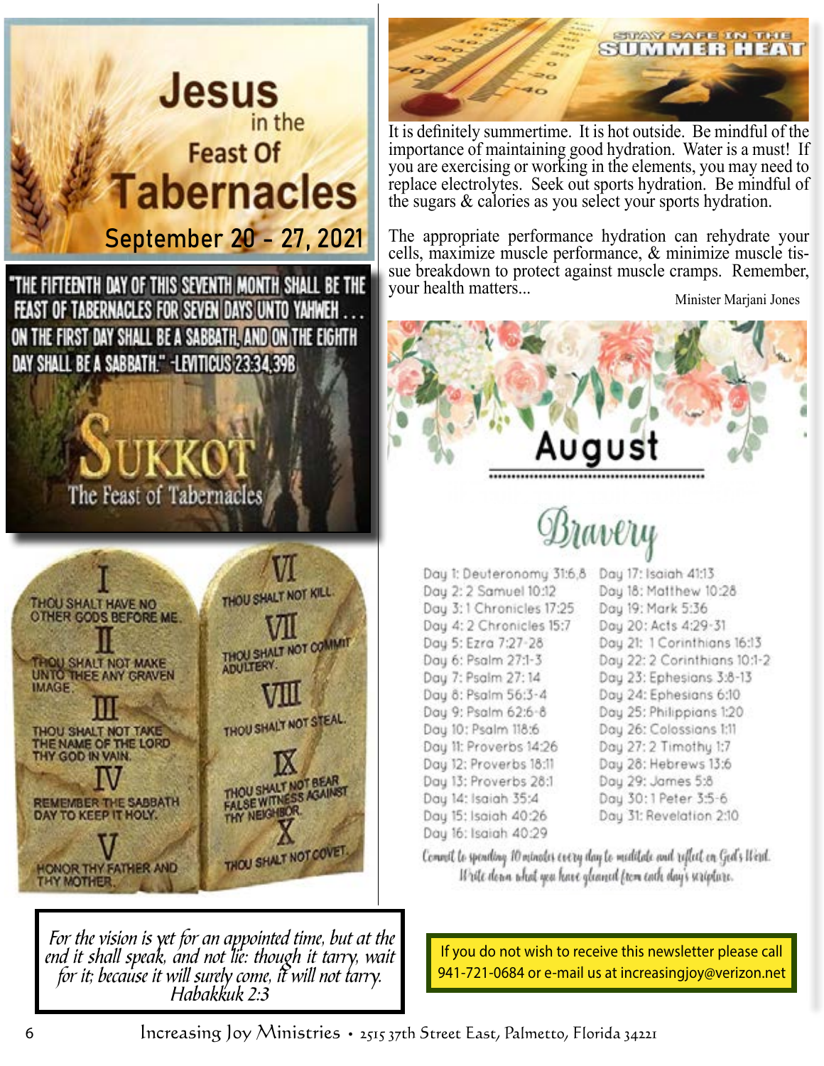# Jesus in the Feast Of Tabernacles

**September 20 - 27, 2021**

"THE FIFTEENTH DAY OF THIS SEVENTH MONTH SHALL BE THE FEAST OF TABERNACLES FOR SEVEN DAYS UNTO YAHWEH . . . ON THE FIRST DAY SHALL BE A SABBATH, AND ON THE EIGHTH DAY SHALL BE A SABBATH." -LEVITICUS 23:34,39B

## SUKKOT
The Feast of Tabernacles

I. THOU SHALT HAVE NO OTHER GODS BEFORE ME.
II. THOU SHALT NOT MAKE UNTO THEE ANY GRAVEN IMAGE.
III. THOU SHALT NOT TAKE THE NAME OF THE LORD THY GOD IN VAIN.
IV. REMEMBER THE SABBATH DAY TO KEEP IT HOLY.
V. HONOR THY FATHER AND THY MOTHER.
VI. THOU SHALT NOT KILL.
VII. THOU SHALT NOT COMMIT ADULTERY.
VIII. THOU SHALT NOT STEAL.
IX. THOU SHALT NOT BEAR FALSE WITNESS AGAINST THY NEIGHBOR.
X. THOU SHALT NOT COVET.

*For the vision is yet for an appointed time, but at the end it shall speak, and not lie: though it tarry, wait for it; because it will surely come, it will not tarry.*
*Habakkuk 2:3*

## STAY SAFE IN THE SUMMER HEAT

It is definitely summertime. It is hot outside. Be mindful of the importance of maintaining good hydration. Water is a must! If you are exercising or working in the elements, you may need to replace electrolytes. Seek out sports hydration. Be mindful of the sugars & calories as you select your sports hydration.

The appropriate performance hydration can rehydrate your cells, maximize muscle performance, & minimize muscle tissue breakdown to protect against muscle cramps. Remember, your health matters...

Minister Marjani Jones

## August

### Bravery

- Day 1: Deuteronomy 31:6,8
- Day 2: 2 Samuel 10:12
- Day 3: 1 Chronicles 17:25
- Day 4: 2 Chronicles 15:7
- Day 5: Ezra 7:27-28
- Day 6: Psalm 27:1-3
- Day 7: Psalm 27:14
- Day 8: Psalm 56:3-4
- Day 9: Psalm 62:6-8
- Day 10: Psalm 118:6
- Day 11: Proverbs 14:26
- Day 12: Proverbs 18:11
- Day 13: Proverbs 28:1
- Day 14: Isaiah 35:4
- Day 15: Isaiah 40:26
- Day 16: Isaiah 40:29
- Day 17: Isaiah 41:13
- Day 18: Matthew 10:28
- Day 19: Mark 5:36
- Day 20: Acts 4:29-31
- Day 21: 1 Corinthians 16:13
- Day 22: 2 Corinthians 10:1-2
- Day 23: Ephesians 3:8-13
- Day 24: Ephesians 6:10
- Day 25: Philippians 1:20
- Day 26: Colossians 1:11
- Day 27: 2 Timothy 1:7
- Day 28: Hebrews 13:6
- Day 29: James 5:8
- Day 30: 1 Peter 3:5-6
- Day 31: Revelation 2:10

*Commit to spending 10 minutes every day to meditate and reflect on God's Word. Write down what you have gleaned from each day's scripture.*

If you do not wish to receive this newsletter please call 941-721-0684 or e-mail us at increasingjoy@verizon.net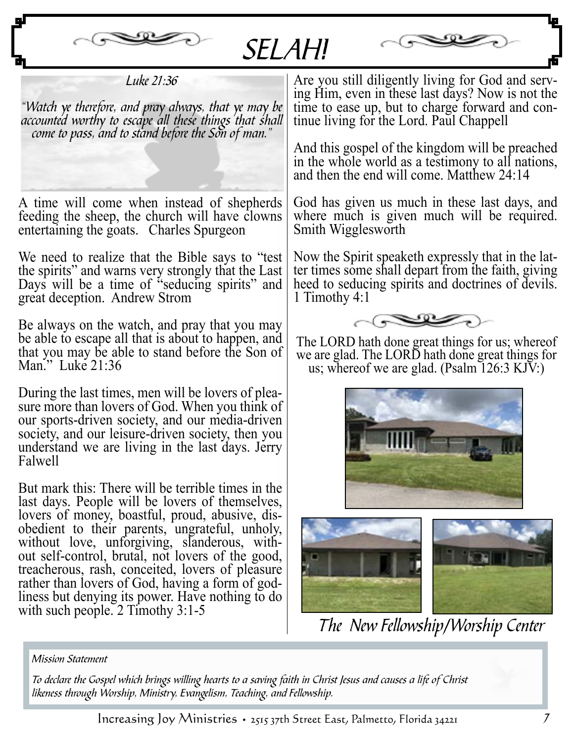# SELAH!

*Luke 21:36*

*"Watch ye therefore, and pray always, that ye may be accounted worthy to escape all these things that shall come to pass, and to stand before the Son of man."*

A time will come when instead of shepherds feeding the sheep, the church will have clowns entertaining the goats. Charles Spurgeon

We need to realize that the Bible says to "test the spirits" and warns very strongly that the Last Days will be a time of "seducing spirits" and great deception. Andrew Strom

Be always on the watch, and pray that you may be able to escape all that is about to happen, and that you may be able to stand before the Son of Man." Luke 21:36

During the last times, men will be lovers of pleasure more than lovers of God. When you think of our sports-driven society, and our media-driven society, and our leisure-driven society, then you understand we are living in the last days. Jerry Falwell

But mark this: There will be terrible times in the last days. People will be lovers of themselves, lovers of money, boastful, proud, abusive, disobedient to their parents, ungrateful, unholy, without love, unforgiving, slanderous, without self-control, brutal, not lovers of the good, treacherous, rash, conceited, lovers of pleasure rather than lovers of God, having a form of godliness but denying its power. Have nothing to do with such people. 2 Timothy 3:1-5

Are you still diligently living for God and serving Him, even in these last days? Now is not the time to ease up, but to charge forward and continue living for the Lord. Paul Chappell

And this gospel of the kingdom will be preached in the whole world as a testimony to all nations, and then the end will come. Matthew 24:14

God has given us much in these last days, and where much is given much will be required. Smith Wigglesworth

Now the Spirit speaketh expressly that in the latter times some shall depart from the faith, giving heed to seducing spirits and doctrines of devils. 1 Timothy 4:1

The LORD hath done great things for us; whereof we are glad. The LORD hath done great things for us; whereof we are glad. (Psalm 126:3 KJV:)

*The New Fellowship/Worship Center*

*Mission Statement*

*To declare the Gospel which brings willing hearts to a saving faith in Christ Jesus and causes a life of Christ likeness through Worship, Ministry, Evangelism, Teaching, and Fellowship.*

Increasing Joy Ministries • 2515 37th Street East, Palmetto, Florida 34221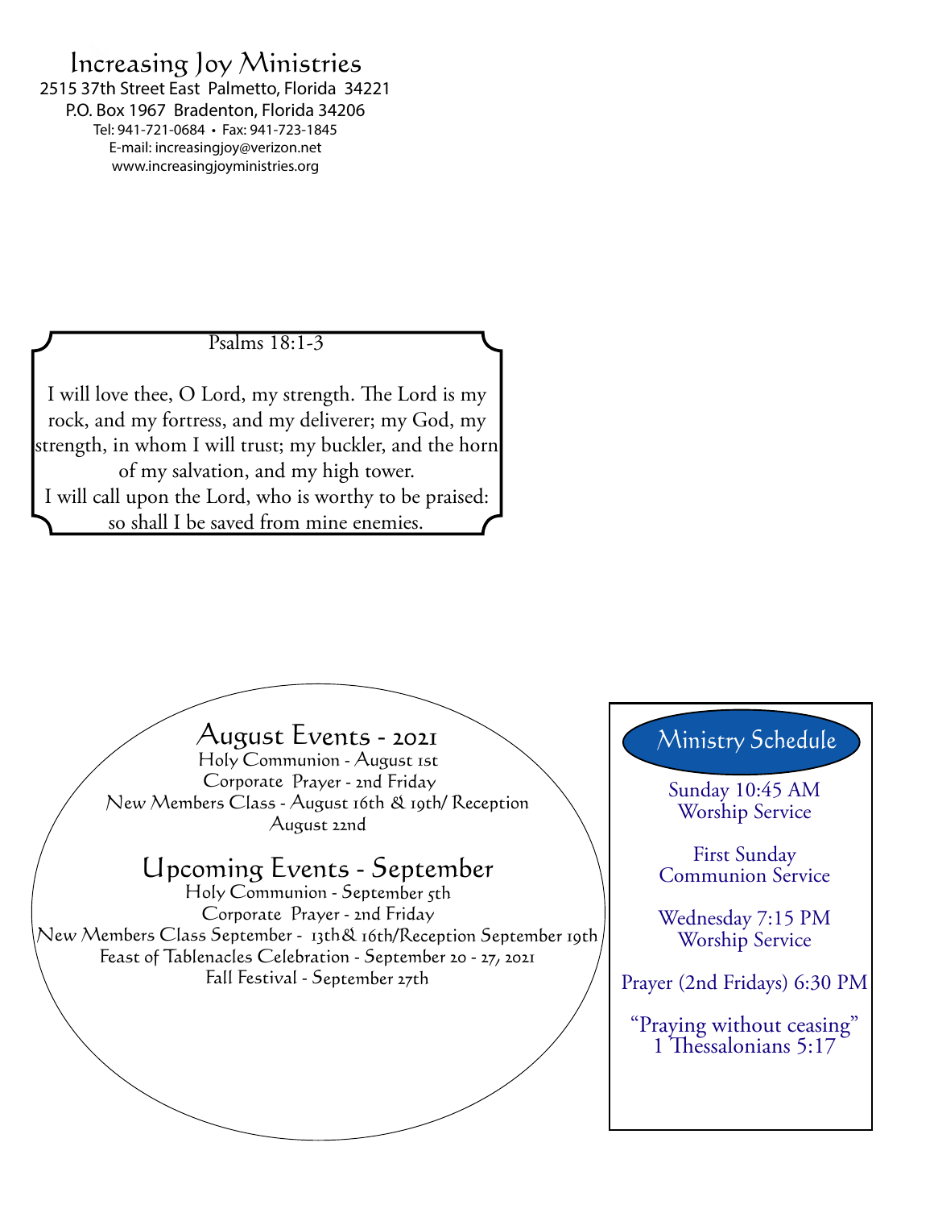# Increasing Joy Ministries

2515 37th Street East Palmetto, Florida 34221
P.O. Box 1967 Bradenton, Florida 34206
Tel: 941-721-0684 • Fax: 941-723-1845
E-mail: increasingjoy@verizon.net
www.increasingjoyministries.org

Psalms 18:1-3

I will love thee, O Lord, my strength. The Lord is my rock, and my fortress, and my deliverer; my God, my strength, in whom I will trust; my buckler, and the horn of my salvation, and my high tower.
I will call upon the Lord, who is worthy to be praised: so shall I be saved from mine enemies.

## August Events - 2021

Holy Communion - August 1st
Corporate Prayer - 2nd Friday
New Members Class - August 16th & 19th/ Reception August 22nd

## Upcoming Events - September

Holy Communion - September 5th
Corporate Prayer - 2nd Friday
New Members Class September - 13th& 16th/Reception September 19th
Feast of Tablenacles Celebration - September 20 - 27, 2021
Fall Festival - September 27th

## Ministry Schedule

Sunday 10:45 AM
Worship Service

First Sunday
Communion Service

Wednesday 7:15 PM
Worship Service

Prayer (2nd Fridays) 6:30 PM

"Praying without ceasing"
1 Thessalonians 5:17